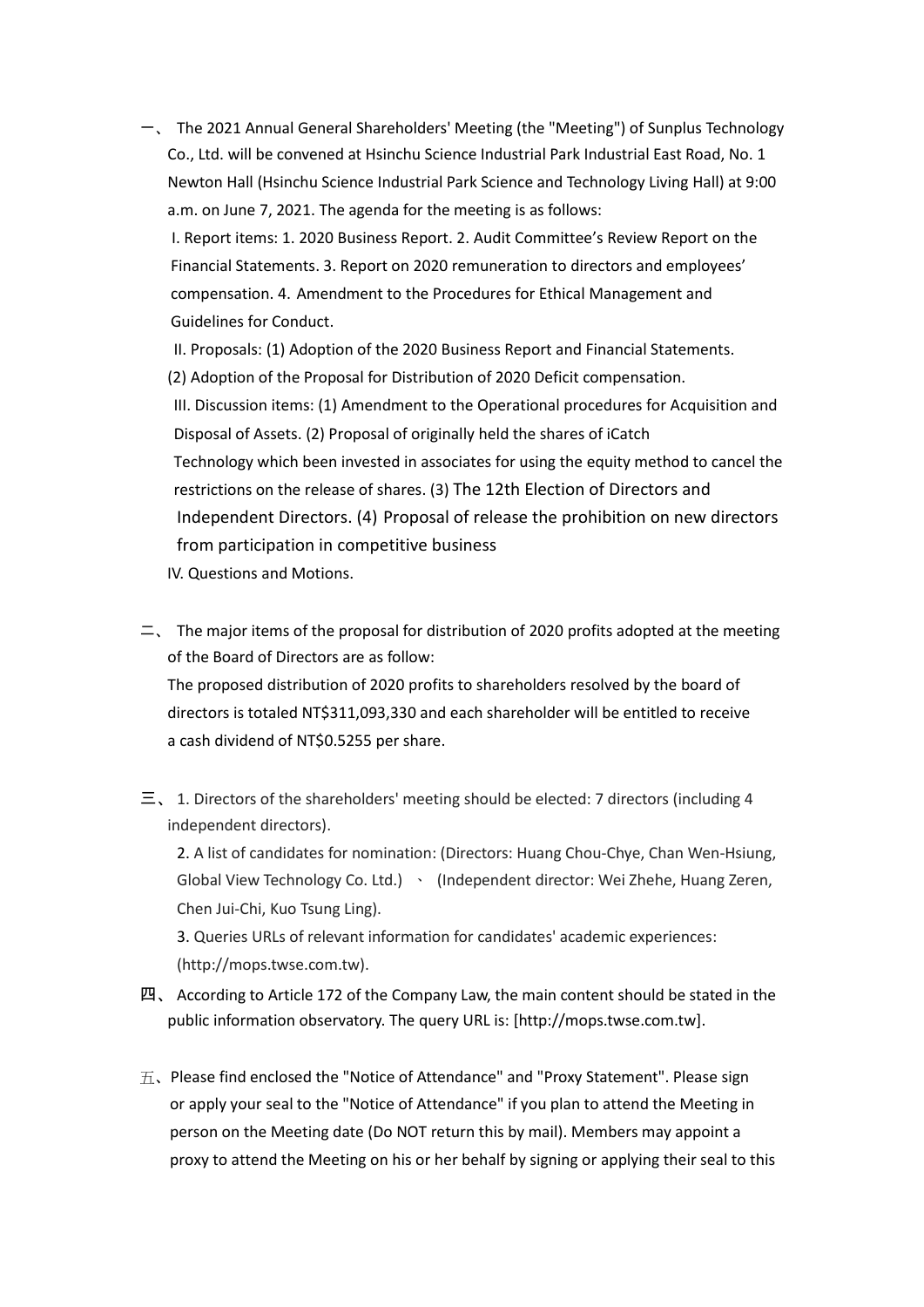一、 The 2021 Annual General Shareholders' Meeting (the "Meeting") of Sunplus Technology Co., Ltd. will be convened at Hsinchu Science Industrial Park Industrial East Road, No. 1 Newton Hall (Hsinchu Science Industrial Park Science and Technology Living Hall) at 9:00 a.m. on June 7, 2021. The agenda for the meeting is as follows:

I. Report items: 1. 2020 Business Report. 2. Audit Committee's Review Report on the Financial Statements. 3. Report on 2020 remuneration to directors and employees' compensation. 4. Amendment to the Procedures for Ethical Management and Guidelines for Conduct.

II. Proposals: (1) Adoption of the 2020 Business Report and Financial Statements. (2) Adoption of the Proposal for Distribution of 2020 Deficit compensation.

III. Discussion items: (1) Amendment to the Operational procedures for Acquisition and Disposal of Assets. (2) Proposal of originally held the shares of iCatch Technology which been invested in associates for using the equity method to cancel the restrictions on the release of shares. (3) The 12th Election of Directors and Independent Directors. (4) Proposal of release the prohibition on new directors from participation in competitive business

IV. Questions and Motions.

二、 The major items of the proposal for distribution of 2020 profits adopted at the meeting of the Board of Directors are as follow:

The proposed distribution of 2020 profits to shareholders resolved by the board of directors is totaled NT$311,093,330 and each shareholder will be entitled to receive a cash dividend of NT$0.5255 per share.

三、 1. Directors of the shareholders' meeting should be elected: 7 directors (including 4 independent directors).

2. A list of candidates for nomination: (Directors: Huang Chou-Chye, Chan Wen-Hsiung, Global View Technology Co. Ltd.) 、 (Independent director: Wei Zhehe, Huang Zeren, Chen Jui-Chi, Kuo Tsung Ling).

3. Queries URLs of relevant information for candidates' academic experiences: (http://mops.twse.com.tw).

四、 According to Article 172 of the Company Law, the main content should be stated in the public information observatory. The query URL is: [http://mops.twse.com.tw].

五、Please find enclosed the "Notice of Attendance" and "Proxy Statement". Please sign or apply your seal to the "Notice of Attendance" if you plan to attend the Meeting in person on the Meeting date (Do NOT return this by mail). Members may appoint a proxy to attend the Meeting on his or her behalf by signing or applying their seal to this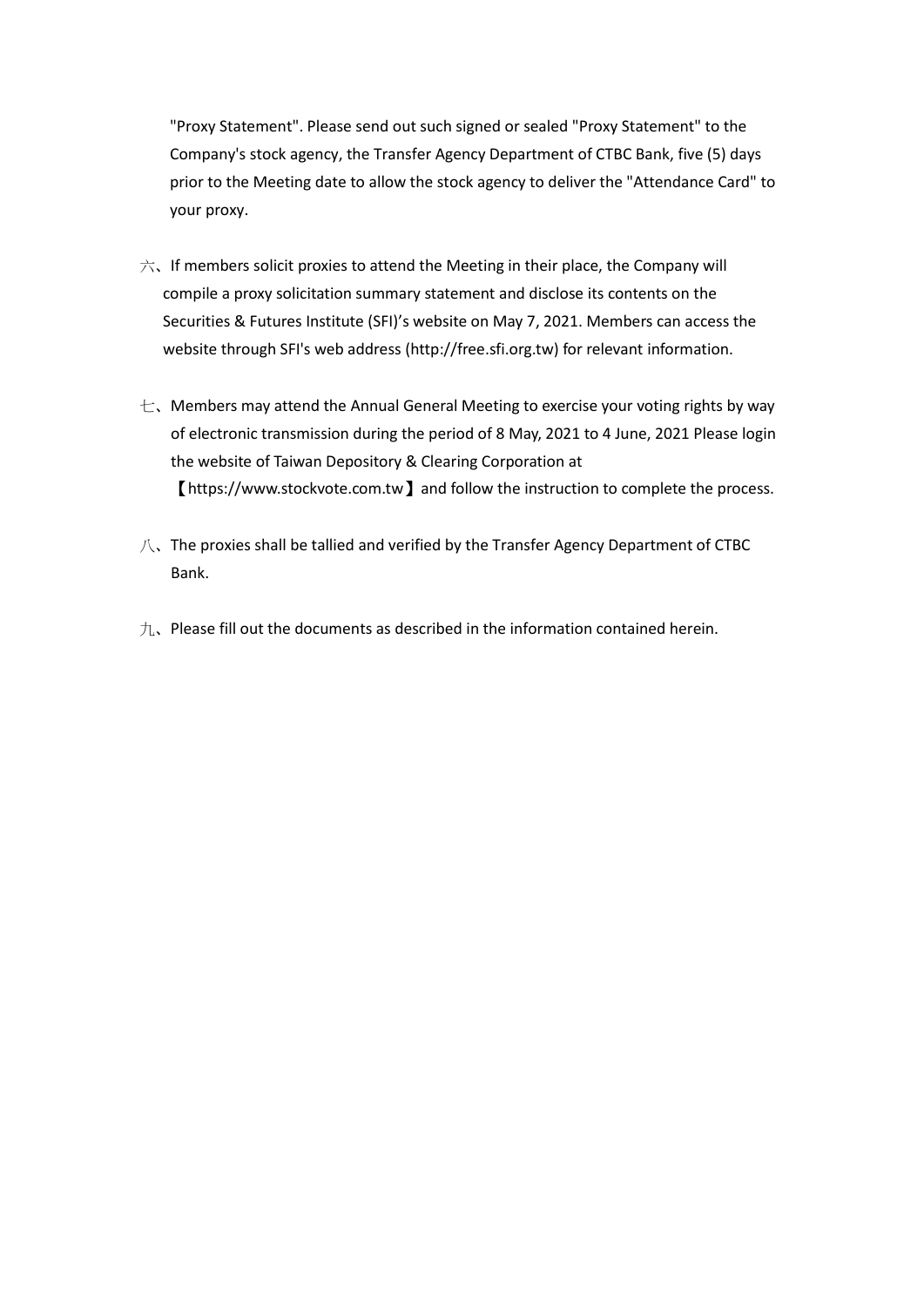"Proxy Statement". Please send out such signed or sealed "Proxy Statement" to the Company's stock agency, the Transfer Agency Department of CTBC Bank, five (5) days prior to the Meeting date to allow the stock agency to deliver the "Attendance Card" to your proxy.

六、If members solicit proxies to attend the Meeting in their place, the Company will compile a proxy solicitation summary statement and disclose its contents on the Securities & Futures Institute (SFI)'s website on May 7, 2021. Members can access the website through SFI's web address (http://free.sfi.org.tw) for relevant information.

七、Members may attend the Annual General Meeting to exercise your voting rights by way of electronic transmission during the period of 8 May, 2021 to 4 June, 2021 Please login the website of Taiwan Depository & Clearing Corporation at 【https://www.stockvote.com.tw】 and follow the instruction to complete the process.

八、The proxies shall be tallied and verified by the Transfer Agency Department of CTBC Bank.

九、Please fill out the documents as described in the information contained herein.